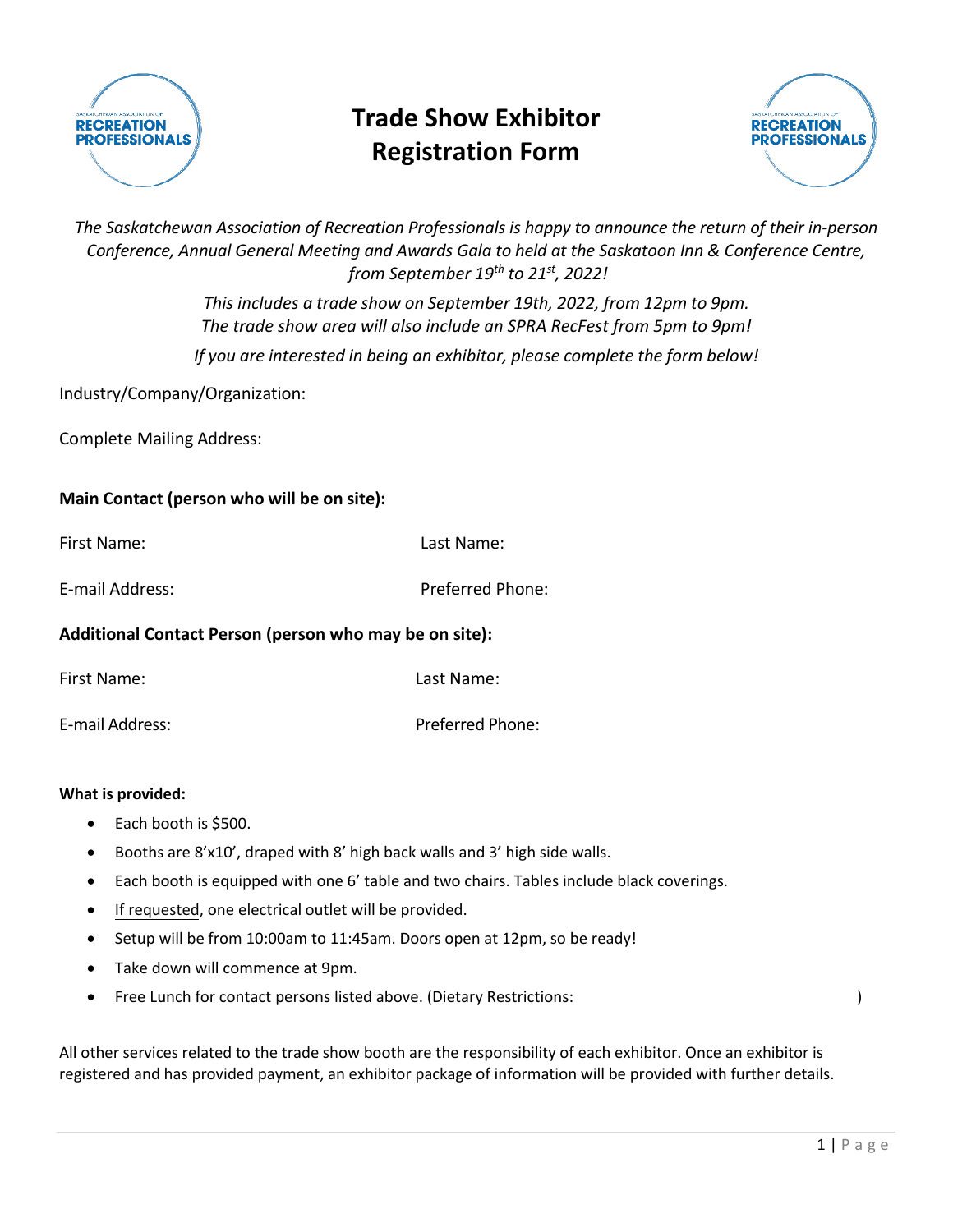# Trade Show Exhibitor Registration Form

*The Saskatchewan Association of Recreation Professionals is happy to announce the return of their in-person Conference, Annual General Meeting and Awards Gala to held at the Saskatoon Inn & Conference Centre, from September 19th to 21st, 2022!*

*This includes a trade show on September 19th, 2022, from 12pm to 9pm. The trade show area will also include an SPRA RecFest from 5pm to 9pm!*

*If you are interested in being an exhibitor, please complete the form below!*

Industry/Company/Organization:

Complete Mailing Address:

**Main Contact (person who will be on site):**

First Name: Last Name:

E-mail Address: Preferred Phone:

**Additional Contact Person (person who may be on site):**

First Name: Last Name:

E-mail Address: Preferred Phone:

**What is provided:**

- Each booth is $500.
- Booths are 8'x10', draped with 8' high back walls and 3' high side walls.
- Each booth is equipped with one 6' table and two chairs. Tables include black coverings.
- If requested, one electrical outlet will be provided.
- Setup will be from 10:00am to 11:45am. Doors open at 12pm, so be ready!
- Take down will commence at 9pm.
- Free Lunch for contact persons listed above. (Dietary Restrictions: )

All other services related to the trade show booth are the responsibility of each exhibitor. Once an exhibitor is registered and has provided payment, an exhibitor package of information will be provided with further details.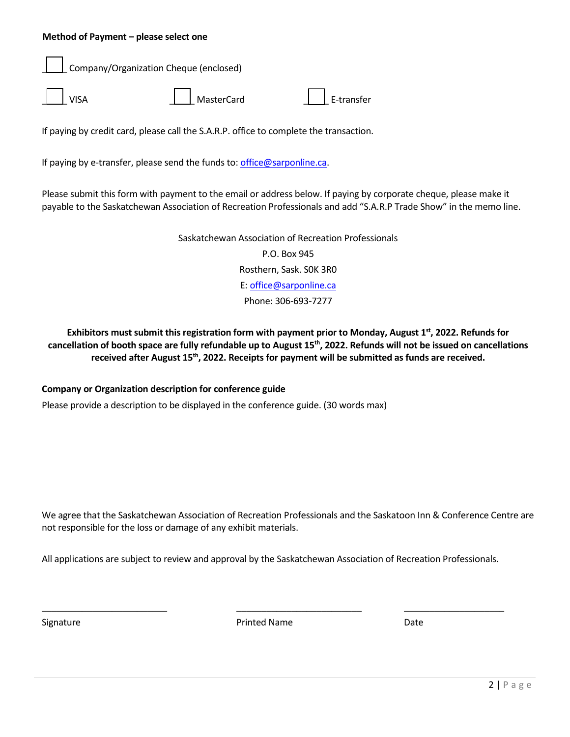**Method of Payment – please select one**

☐ Company/Organization Cheque (enclosed)

☐ VISA ☐ MasterCard ☐ E-transfer

If paying by credit card, please call the S.A.R.P. office to complete the transaction.

If paying by e-transfer, please send the funds to: office@sarponline.ca.

Please submit this form with payment to the email or address below. If paying by corporate cheque, please make it payable to the Saskatchewan Association of Recreation Professionals and add "S.A.R.P Trade Show" in the memo line.

Saskatchewan Association of Recreation Professionals
P.O. Box 945
Rosthern, Sask. S0K 3R0
E: office@sarponline.ca
Phone: 306-693-7277

**Exhibitors must submit this registration form with payment prior to Monday, August 1st, 2022. Refunds for cancellation of booth space are fully refundable up to August 15th, 2022. Refunds will not be issued on cancellations received after August 15th, 2022. Receipts for payment will be submitted as funds are received.**

**Company or Organization description for conference guide**

Please provide a description to be displayed in the conference guide. (30 words max)

We agree that the Saskatchewan Association of Recreation Professionals and the Saskatoon Inn & Conference Centre are not responsible for the loss or damage of any exhibit materials.

All applications are subject to review and approval by the Saskatchewan Association of Recreation Professionals.

\_\_\_\_\_\_\_\_\_\_\_\_\_\_\_\_\_\_\_\_\_\_\_\_\_ \_\_\_\_\_\_\_\_\_\_\_\_\_\_\_\_\_\_\_\_\_\_\_\_\_ \_\_\_\_\_\_\_\_\_\_\_\_\_\_\_\_\_\_\_\_

Signature Printed Name Date